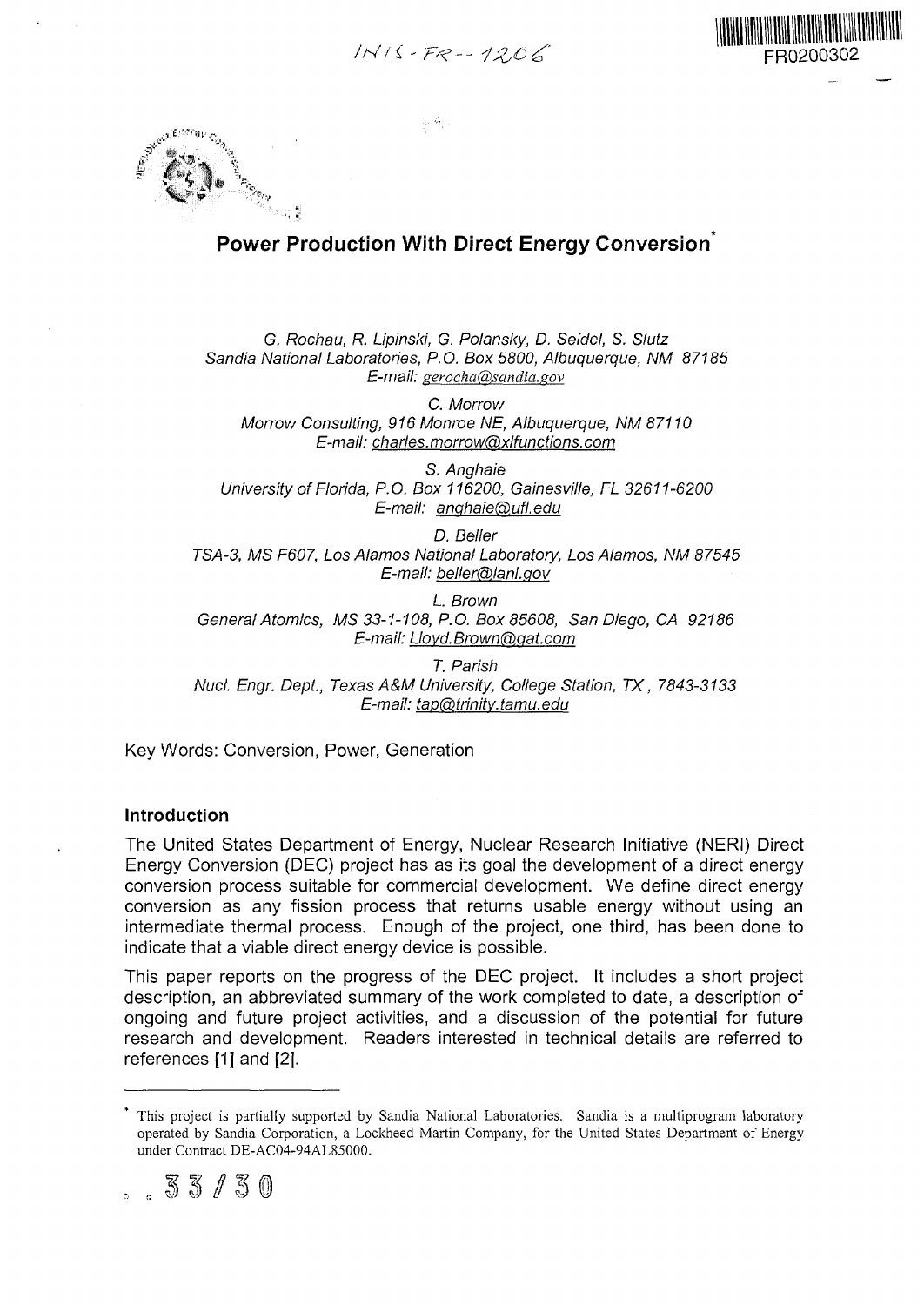INIS-FR--1206

FR0200302

# Power Production With Direct Energy Conversion*

*G. Rochau, R. Lipinski, G. Polansky, D. Seidel, S. Slutz*
*Sandia National Laboratories, P.O. Box 5800, Albuquerque, NM 87185*
*E-mail: gerocha@sandia.gov*

*C. Morrow*
*Morrow Consulting, 916 Monroe NE, Albuquerque, NM 87110*
*E-mail: charles.morrow@xlfunctions.com*

*S. Anghaie*
*University of Florida, P.O. Box 116200, Gainesville, FL 32611-6200*
*E-mail: anghaie@ufl.edu*

*D. Beller*
*TSA-3, MS F607, Los Alamos National Laboratory, Los Alamos, NM 87545*
*E-mail: beller@lanl.gov*

*L. Brown*
*General Atomics, MS 33-1-108, P.O. Box 85608, San Diego, CA 92186*
*E-mail: Lloyd.Brown@gat.com*

*T. Parish*
*Nucl. Engr. Dept., Texas A&M University, College Station, TX, 7843-3133*
*E-mail: tap@trinity.tamu.edu*

Key Words: Conversion, Power, Generation

## Introduction

The United States Department of Energy, Nuclear Research Initiative (NERI) Direct Energy Conversion (DEC) project has as its goal the development of a direct energy conversion process suitable for commercial development. We define direct energy conversion as any fission process that returns usable energy without using an intermediate thermal process. Enough of the project, one third, has been done to indicate that a viable direct energy device is possible.

This paper reports on the progress of the DEC project. It includes a short project description, an abbreviated summary of the work completed to date, a description of ongoing and future project activities, and a discussion of the potential for future research and development. Readers interested in technical details are referred to references [1] and [2].

* This project is partially supported by Sandia National Laboratories. Sandia is a multiprogram laboratory operated by Sandia Corporation, a Lockheed Martin Company, for the United States Department of Energy under Contract DE-AC04-94AL85000.

33 / 30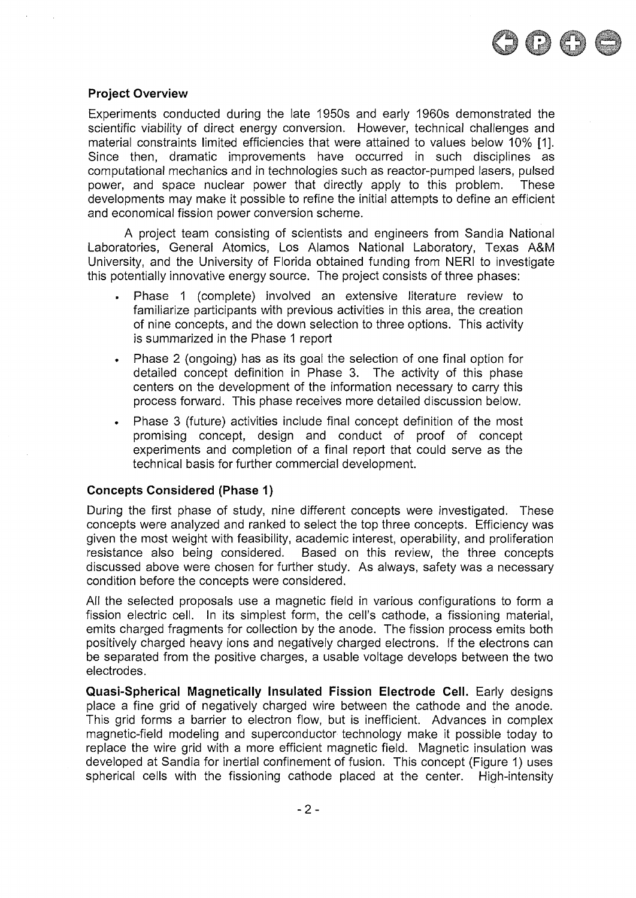## Project Overview

Experiments conducted during the late 1950s and early 1960s demonstrated the scientific viability of direct energy conversion. However, technical challenges and material constraints limited efficiencies that were attained to values below 10% [1]. Since then, dramatic improvements have occurred in such disciplines as computational mechanics and in technologies such as reactor-pumped lasers, pulsed power, and space nuclear power that directly apply to this problem. These developments may make it possible to refine the initial attempts to define an efficient and economical fission power conversion scheme.

A project team consisting of scientists and engineers from Sandia National Laboratories, General Atomics, Los Alamos National Laboratory, Texas A&M University, and the University of Florida obtained funding from NERI to investigate this potentially innovative energy source. The project consists of three phases:

- Phase 1 (complete) involved an extensive literature review to familiarize participants with previous activities in this area, the creation of nine concepts, and the down selection to three options. This activity is summarized in the Phase 1 report
- Phase 2 (ongoing) has as its goal the selection of one final option for detailed concept definition in Phase 3. The activity of this phase centers on the development of the information necessary to carry this process forward. This phase receives more detailed discussion below.
- Phase 3 (future) activities include final concept definition of the most promising concept, design and conduct of proof of concept experiments and completion of a final report that could serve as the technical basis for further commercial development.

## Concepts Considered (Phase 1)

During the first phase of study, nine different concepts were investigated. These concepts were analyzed and ranked to select the top three concepts. Efficiency was given the most weight with feasibility, academic interest, operability, and proliferation resistance also being considered. Based on this review, the three concepts discussed above were chosen for further study. As always, safety was a necessary condition before the concepts were considered.

All the selected proposals use a magnetic field in various configurations to form a fission electric cell. In its simplest form, the cell's cathode, a fissioning material, emits charged fragments for collection by the anode. The fission process emits both positively charged heavy ions and negatively charged electrons. If the electrons can be separated from the positive charges, a usable voltage develops between the two electrodes.

**Quasi-Spherical Magnetically Insulated Fission Electrode Cell.** Early designs place a fine grid of negatively charged wire between the cathode and the anode. This grid forms a barrier to electron flow, but is inefficient. Advances in complex magnetic-field modeling and superconductor technology make it possible today to replace the wire grid with a more efficient magnetic field. Magnetic insulation was developed at Sandia for inertial confinement of fusion. This concept (Figure 1) uses spherical cells with the fissioning cathode placed at the center. High-intensity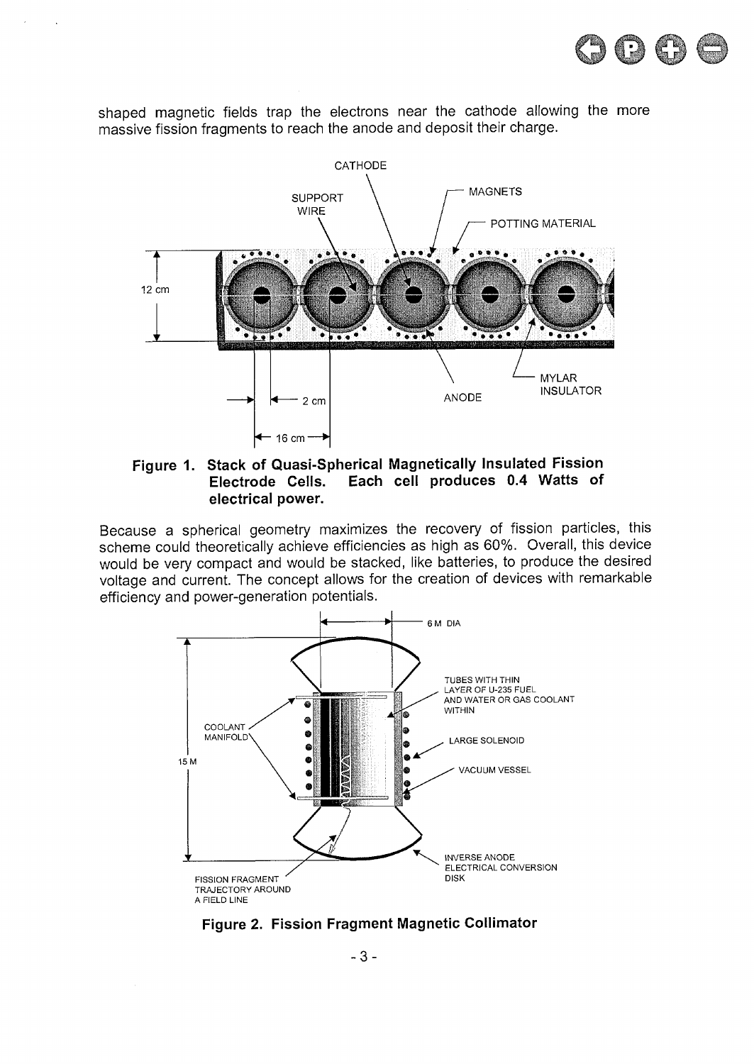shaped magnetic fields trap the electrons near the cathode allowing the more massive fission fragments to reach the anode and deposit their charge.

**Figure 1. Stack of Quasi-Spherical Magnetically Insulated Fission Electrode Cells. Each cell produces 0.4 Watts of electrical power.**

Because a spherical geometry maximizes the recovery of fission particles, this scheme could theoretically achieve efficiencies as high as 60%. Overall, this device would be very compact and would be stacked, like batteries, to produce the desired voltage and current. The concept allows for the creation of devices with remarkable efficiency and power-generation potentials.

**Figure 2. Fission Fragment Magnetic Collimator**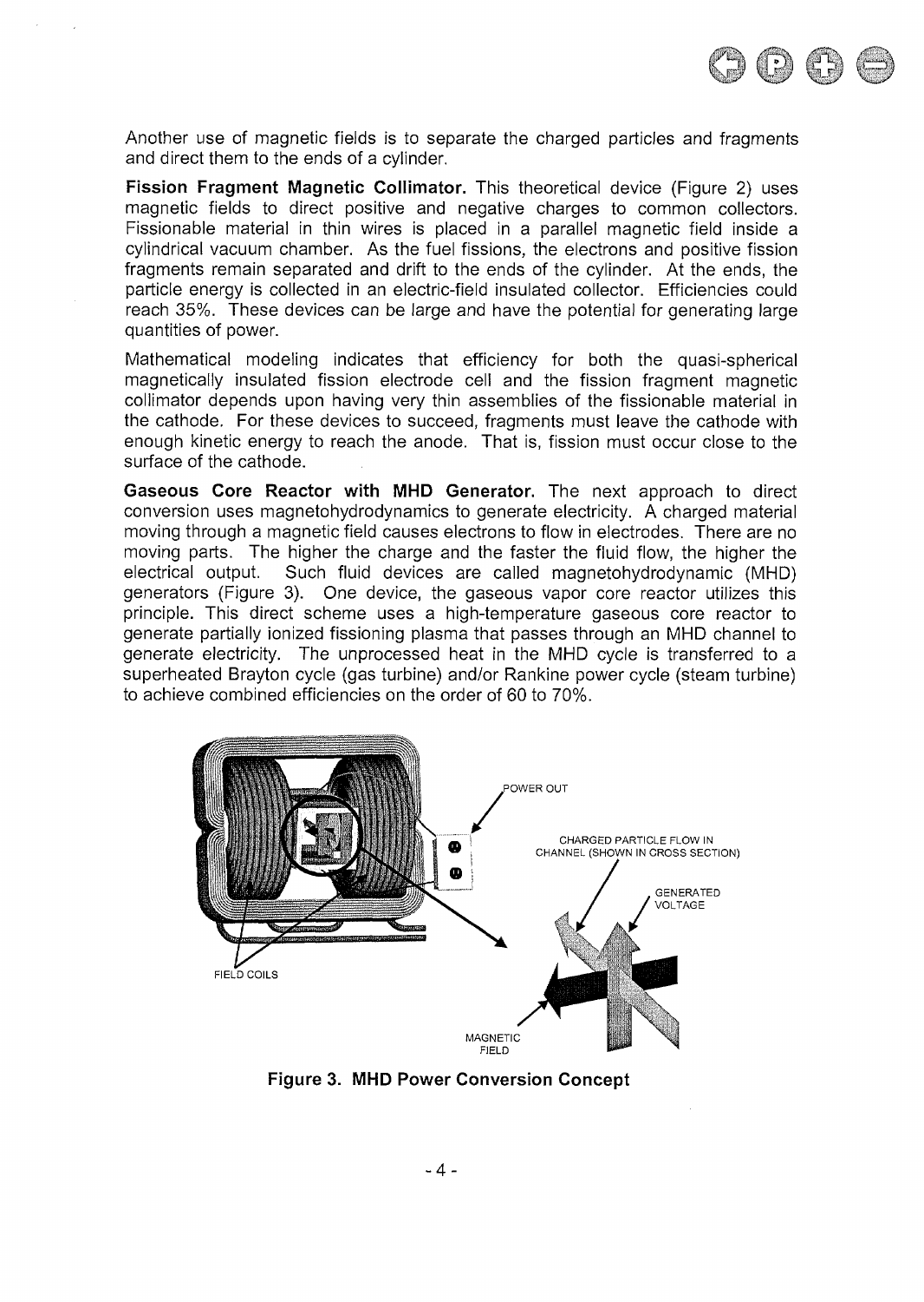Another use of magnetic fields is to separate the charged particles and fragments and direct them to the ends of a cylinder.

**Fission Fragment Magnetic Collimator.** This theoretical device (Figure 2) uses magnetic fields to direct positive and negative charges to common collectors. Fissionable material in thin wires is placed in a parallel magnetic field inside a cylindrical vacuum chamber. As the fuel fissions, the electrons and positive fission fragments remain separated and drift to the ends of the cylinder. At the ends, the particle energy is collected in an electric-field insulated collector. Efficiencies could reach 35%. These devices can be large and have the potential for generating large quantities of power.

Mathematical modeling indicates that efficiency for both the quasi-spherical magnetically insulated fission electrode cell and the fission fragment magnetic collimator depends upon having very thin assemblies of the fissionable material in the cathode. For these devices to succeed, fragments must leave the cathode with enough kinetic energy to reach the anode. That is, fission must occur close to the surface of the cathode.

**Gaseous Core Reactor with MHD Generator.** The next approach to direct conversion uses magnetohydrodynamics to generate electricity. A charged material moving through a magnetic field causes electrons to flow in electrodes. There are no moving parts. The higher the charge and the faster the fluid flow, the higher the electrical output. Such fluid devices are called magnetohydrodynamic (MHD) generators (Figure 3). One device, the gaseous vapor core reactor utilizes this principle. This direct scheme uses a high-temperature gaseous core reactor to generate partially ionized fissioning plasma that passes through an MHD channel to generate electricity. The unprocessed heat in the MHD cycle is transferred to a superheated Brayton cycle (gas turbine) and/or Rankine power cycle (steam turbine) to achieve combined efficiencies on the order of 60 to 70%.

POWER OUT

CHARGED PARTICLE FLOW IN CHANNEL (SHOWN IN CROSS SECTION)

GENERATED VOLTAGE

FIELD COILS

MAGNETIC FIELD

**Figure 3. MHD Power Conversion Concept**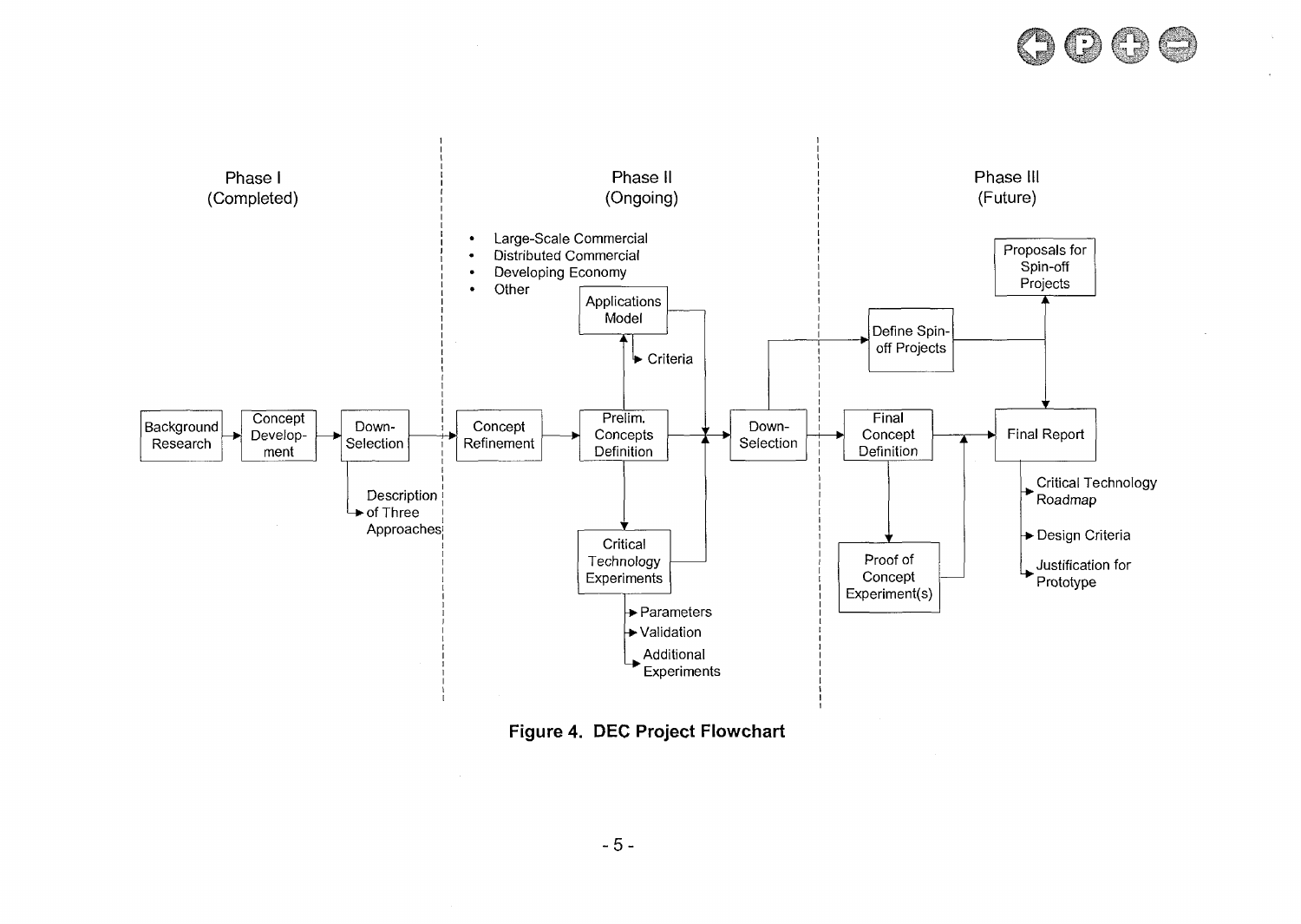**Phase I (Completed)**

Background Research → Concept Develop-ment → Down-Selection

- Description of Three Approaches

**Phase II (Ongoing)**

Concept Refinement → Prelim. Concepts Definition → Down-Selection

- Large-Scale Commercial
- Distributed Commercial
- Developing Economy
- Other

Applications Model

- Criteria

Critical Technology Experiments

- Parameters
- Validation
- Additional Experiments

**Phase III (Future)**

Final Concept Definition → Final Report

Proof of Concept Experiment(s)

Define Spin-off Projects

Proposals for Spin-off Projects

Final Report:

- Critical Technology Roadmap
- Design Criteria
- Justification for Prototype

**Figure 4. DEC Project Flowchart**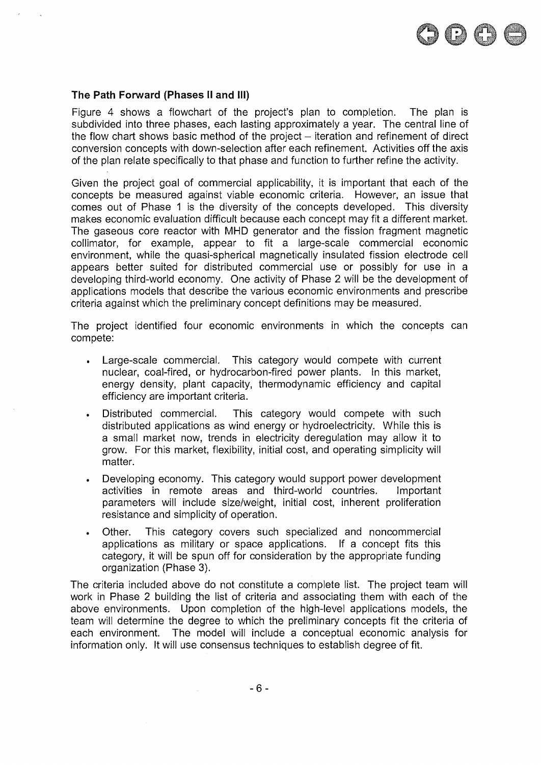### The Path Forward (Phases II and III)

Figure 4 shows a flowchart of the project's plan to completion. The plan is subdivided into three phases, each lasting approximately a year. The central line of the flow chart shows basic method of the project – iteration and refinement of direct conversion concepts with down-selection after each refinement. Activities off the axis of the plan relate specifically to that phase and function to further refine the activity.

Given the project goal of commercial applicability, it is important that each of the concepts be measured against viable economic criteria. However, an issue that comes out of Phase 1 is the diversity of the concepts developed. This diversity makes economic evaluation difficult because each concept may fit a different market. The gaseous core reactor with MHD generator and the fission fragment magnetic collimator, for example, appear to fit a large-scale commercial economic environment, while the quasi-spherical magnetically insulated fission electrode cell appears better suited for distributed commercial use or possibly for use in a developing third-world economy. One activity of Phase 2 will be the development of applications models that describe the various economic environments and prescribe criteria against which the preliminary concept definitions may be measured.

The project identified four economic environments in which the concepts can compete:

- Large-scale commercial. This category would compete with current nuclear, coal-fired, or hydrocarbon-fired power plants. In this market, energy density, plant capacity, thermodynamic efficiency and capital efficiency are important criteria.
- Distributed commercial. This category would compete with such distributed applications as wind energy or hydroelectricity. While this is a small market now, trends in electricity deregulation may allow it to grow. For this market, flexibility, initial cost, and operating simplicity will matter.
- Developing economy. This category would support power development activities in remote areas and third-world countries. Important parameters will include size/weight, initial cost, inherent proliferation resistance and simplicity of operation.
- Other. This category covers such specialized and noncommercial applications as military or space applications. If a concept fits this category, it will be spun off for consideration by the appropriate funding organization (Phase 3).

The criteria included above do not constitute a complete list. The project team will work in Phase 2 building the list of criteria and associating them with each of the above environments. Upon completion of the high-level applications models, the team will determine the degree to which the preliminary concepts fit the criteria of each environment. The model will include a conceptual economic analysis for information only. It will use consensus techniques to establish degree of fit.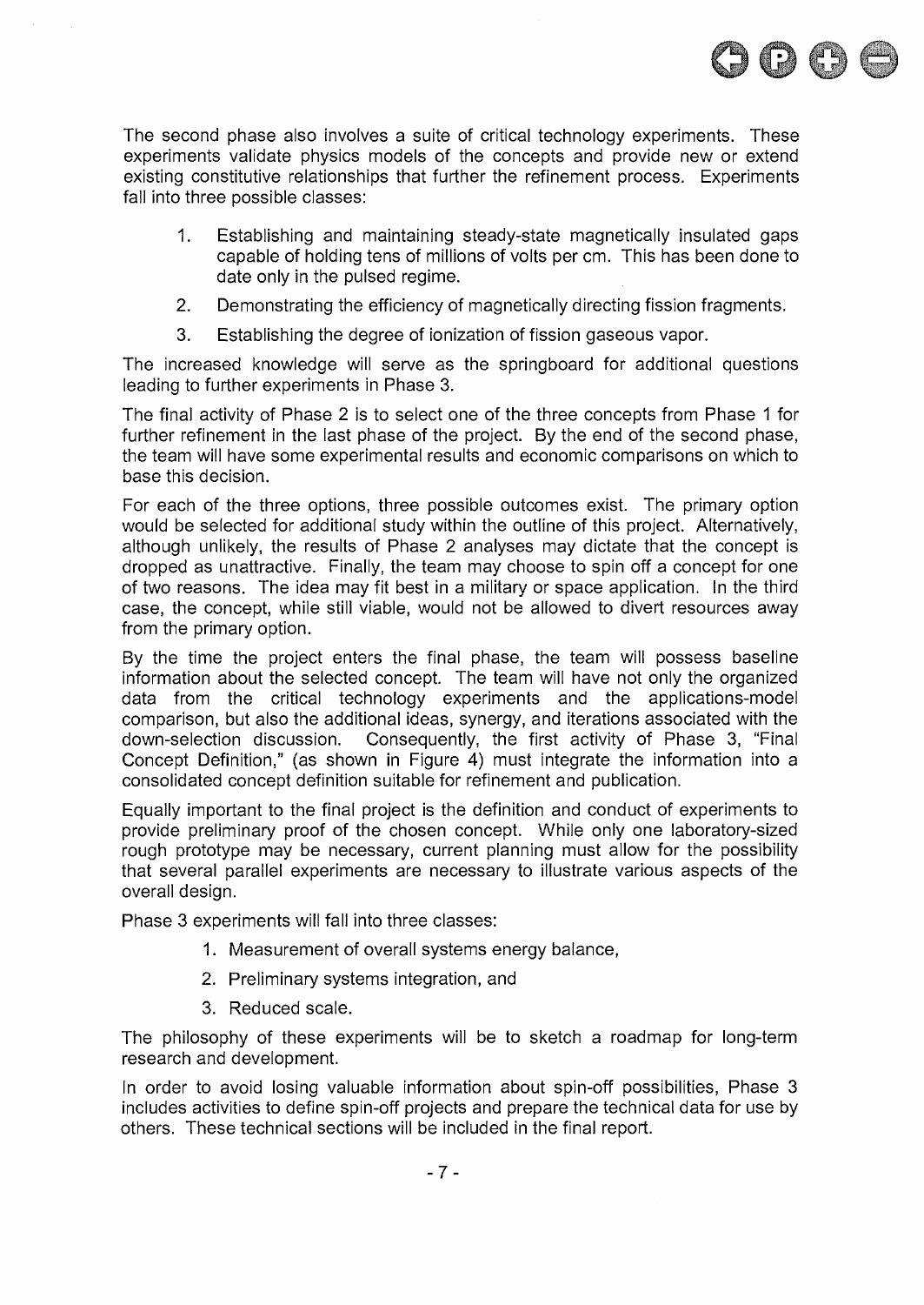The second phase also involves a suite of critical technology experiments. These experiments validate physics models of the concepts and provide new or extend existing constitutive relationships that further the refinement process. Experiments fall into three possible classes:

1. Establishing and maintaining steady-state magnetically insulated gaps capable of holding tens of millions of volts per cm. This has been done to date only in the pulsed regime.
2. Demonstrating the efficiency of magnetically directing fission fragments.
3. Establishing the degree of ionization of fission gaseous vapor.

The increased knowledge will serve as the springboard for additional questions leading to further experiments in Phase 3.

The final activity of Phase 2 is to select one of the three concepts from Phase 1 for further refinement in the last phase of the project. By the end of the second phase, the team will have some experimental results and economic comparisons on which to base this decision.

For each of the three options, three possible outcomes exist. The primary option would be selected for additional study within the outline of this project. Alternatively, although unlikely, the results of Phase 2 analyses may dictate that the concept is dropped as unattractive. Finally, the team may choose to spin off a concept for one of two reasons. The idea may fit best in a military or space application. In the third case, the concept, while still viable, would not be allowed to divert resources away from the primary option.

By the time the project enters the final phase, the team will possess baseline information about the selected concept. The team will have not only the organized data from the critical technology experiments and the applications-model comparison, but also the additional ideas, synergy, and iterations associated with the down-selection discussion. Consequently, the first activity of Phase 3, "Final Concept Definition," (as shown in Figure 4) must integrate the information into a consolidated concept definition suitable for refinement and publication.

Equally important to the final project is the definition and conduct of experiments to provide preliminary proof of the chosen concept. While only one laboratory-sized rough prototype may be necessary, current planning must allow for the possibility that several parallel experiments are necessary to illustrate various aspects of the overall design.

Phase 3 experiments will fall into three classes:

1. Measurement of overall systems energy balance,
2. Preliminary systems integration, and
3. Reduced scale.

The philosophy of these experiments will be to sketch a roadmap for long-term research and development.

In order to avoid losing valuable information about spin-off possibilities, Phase 3 includes activities to define spin-off projects and prepare the technical data for use by others. These technical sections will be included in the final report.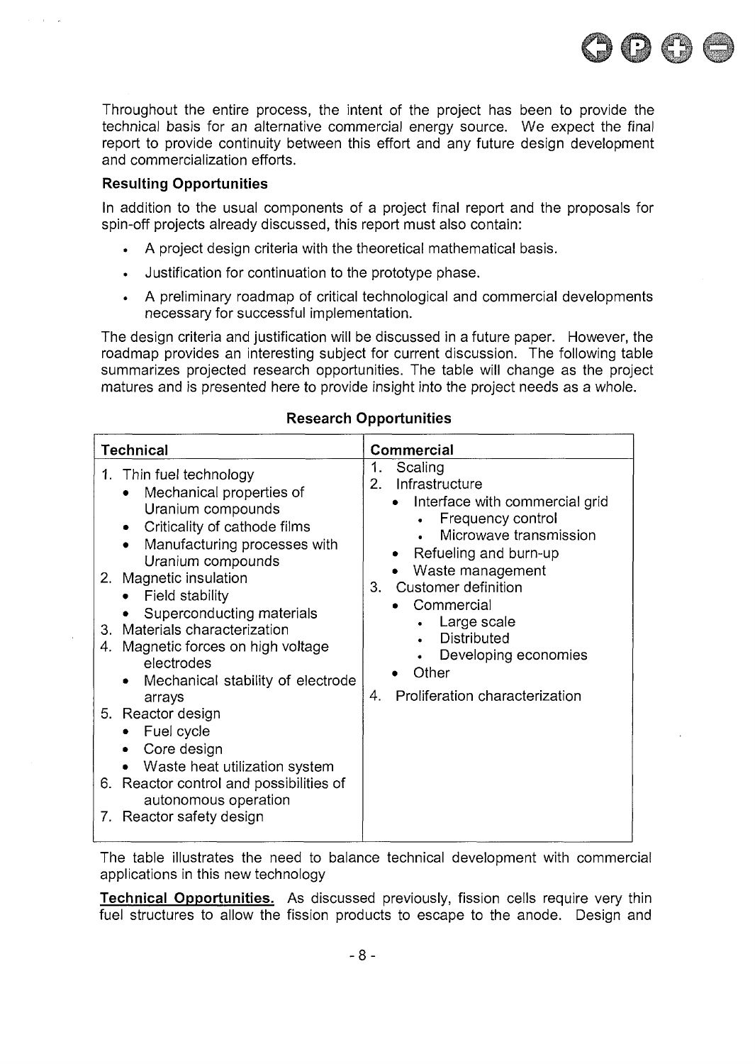Throughout the entire process, the intent of the project has been to provide the technical basis for an alternative commercial energy source. We expect the final report to provide continuity between this effort and any future design development and commercialization efforts.

**Resulting Opportunities**

In addition to the usual components of a project final report and the proposals for spin-off projects already discussed, this report must also contain:

- A project design criteria with the theoretical mathematical basis.
- Justification for continuation to the prototype phase.
- A preliminary roadmap of critical technological and commercial developments necessary for successful implementation.

The design criteria and justification will be discussed in a future paper. However, the roadmap provides an interesting subject for current discussion. The following table summarizes projected research opportunities. The table will change as the project matures and is presented here to provide insight into the project needs as a whole.

**Research Opportunities**

| Technical | Commercial |
|---|---|
| 1. Thin fuel technology<br>• Mechanical properties of Uranium compounds<br>• Criticality of cathode films<br>• Manufacturing processes with Uranium compounds<br>2. Magnetic insulation<br>• Field stability<br>• Superconducting materials<br>3. Materials characterization<br>4. Magnetic forces on high voltage electrodes<br>• Mechanical stability of electrode arrays<br>5. Reactor design<br>• Fuel cycle<br>• Core design<br>• Waste heat utilization system<br>6. Reactor control and possibilities of autonomous operation<br>7. Reactor safety design | 1. Scaling<br>2. Infrastructure<br>• Interface with commercial grid<br>• Frequency control<br>• Microwave transmission<br>• Refueling and burn-up<br>• Waste management<br>3. Customer definition<br>• Commercial<br>• Large scale<br>• Distributed<br>• Developing economies<br>• Other<br>4. Proliferation characterization |

The table illustrates the need to balance technical development with commercial applications in this new technology

**Technical Opportunities.** As discussed previously, fission cells require very thin fuel structures to allow the fission products to escape to the anode. Design and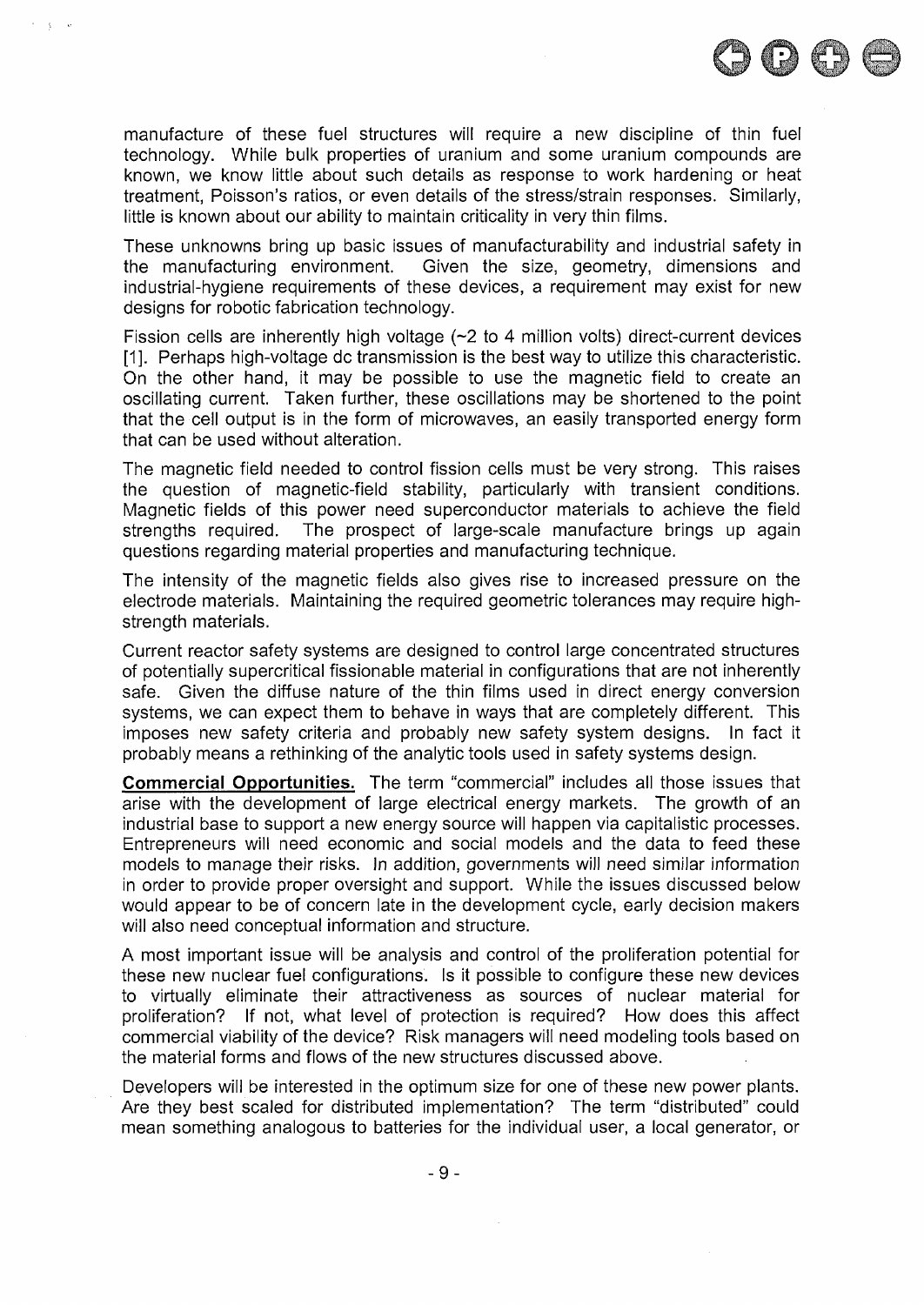manufacture of these fuel structures will require a new discipline of thin fuel technology. While bulk properties of uranium and some uranium compounds are known, we know little about such details as response to work hardening or heat treatment, Poisson's ratios, or even details of the stress/strain responses. Similarly, little is known about our ability to maintain criticality in very thin films.

These unknowns bring up basic issues of manufacturability and industrial safety in the manufacturing environment. Given the size, geometry, dimensions and industrial-hygiene requirements of these devices, a requirement may exist for new designs for robotic fabrication technology.

Fission cells are inherently high voltage (~2 to 4 million volts) direct-current devices [1]. Perhaps high-voltage dc transmission is the best way to utilize this characteristic. On the other hand, it may be possible to use the magnetic field to create an oscillating current. Taken further, these oscillations may be shortened to the point that the cell output is in the form of microwaves, an easily transported energy form that can be used without alteration.

The magnetic field needed to control fission cells must be very strong. This raises the question of magnetic-field stability, particularly with transient conditions. Magnetic fields of this power need superconductor materials to achieve the field strengths required. The prospect of large-scale manufacture brings up again questions regarding material properties and manufacturing technique.

The intensity of the magnetic fields also gives rise to increased pressure on the electrode materials. Maintaining the required geometric tolerances may require high-strength materials.

Current reactor safety systems are designed to control large concentrated structures of potentially supercritical fissionable material in configurations that are not inherently safe. Given the diffuse nature of the thin films used in direct energy conversion systems, we can expect them to behave in ways that are completely different. This imposes new safety criteria and probably new safety system designs. In fact it probably means a rethinking of the analytic tools used in safety systems design.

**Commercial Opportunities.** The term "commercial" includes all those issues that arise with the development of large electrical energy markets. The growth of an industrial base to support a new energy source will happen via capitalistic processes. Entrepreneurs will need economic and social models and the data to feed these models to manage their risks. In addition, governments will need similar information in order to provide proper oversight and support. While the issues discussed below would appear to be of concern late in the development cycle, early decision makers will also need conceptual information and structure.

A most important issue will be analysis and control of the proliferation potential for these new nuclear fuel configurations. Is it possible to configure these new devices to virtually eliminate their attractiveness as sources of nuclear material for proliferation? If not, what level of protection is required? How does this affect commercial viability of the device? Risk managers will need modeling tools based on the material forms and flows of the new structures discussed above.

Developers will be interested in the optimum size for one of these new power plants. Are they best scaled for distributed implementation? The term "distributed" could mean something analogous to batteries for the individual user, a local generator, or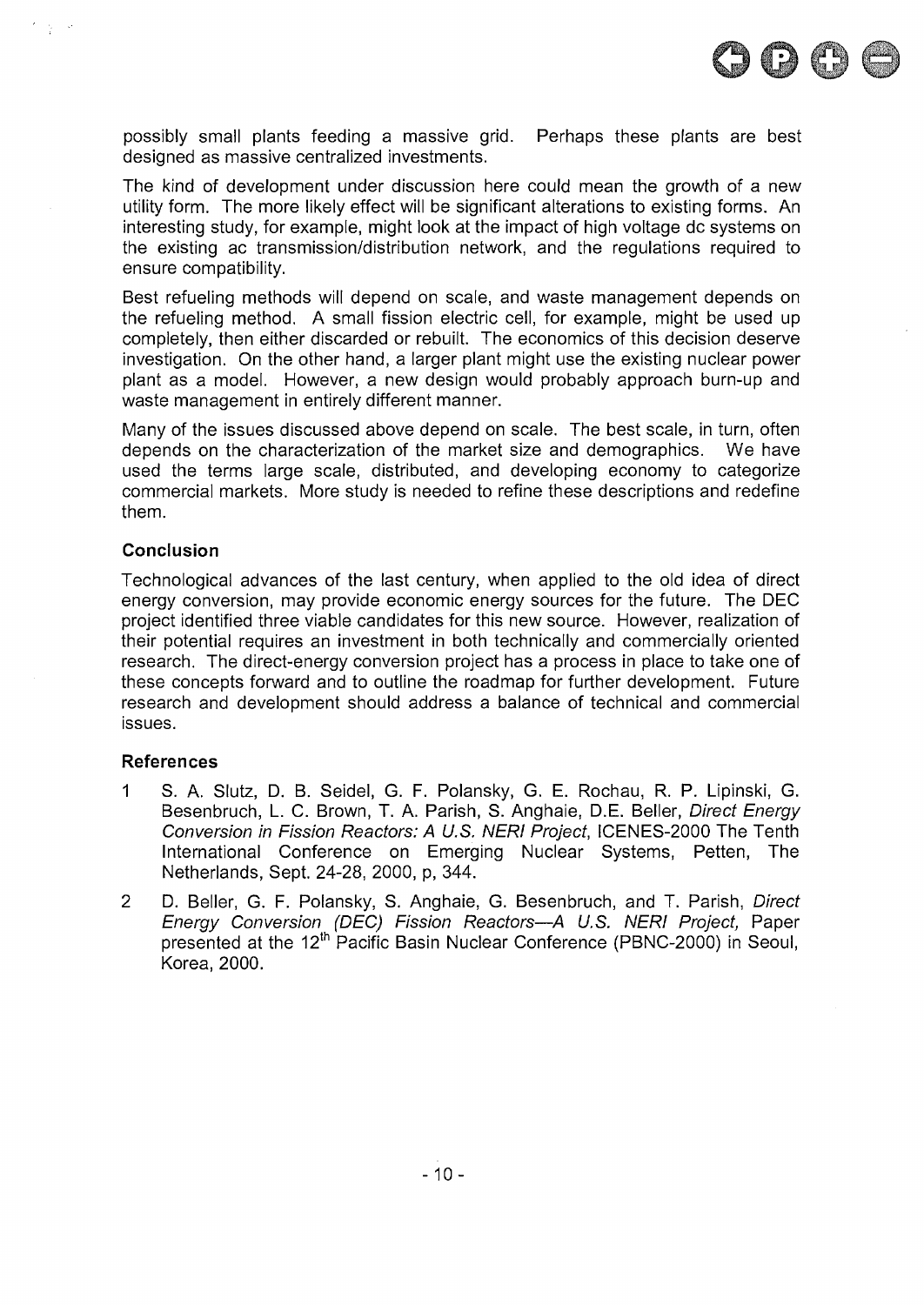possibly small plants feeding a massive grid. Perhaps these plants are best designed as massive centralized investments.

The kind of development under discussion here could mean the growth of a new utility form. The more likely effect will be significant alterations to existing forms. An interesting study, for example, might look at the impact of high voltage dc systems on the existing ac transmission/distribution network, and the regulations required to ensure compatibility.

Best refueling methods will depend on scale, and waste management depends on the refueling method. A small fission electric cell, for example, might be used up completely, then either discarded or rebuilt. The economics of this decision deserve investigation. On the other hand, a larger plant might use the existing nuclear power plant as a model. However, a new design would probably approach burn-up and waste management in entirely different manner.

Many of the issues discussed above depend on scale. The best scale, in turn, often depends on the characterization of the market size and demographics. We have used the terms large scale, distributed, and developing economy to categorize commercial markets. More study is needed to refine these descriptions and redefine them.

### Conclusion

Technological advances of the last century, when applied to the old idea of direct energy conversion, may provide economic energy sources for the future. The DEC project identified three viable candidates for this new source. However, realization of their potential requires an investment in both technically and commercially oriented research. The direct-energy conversion project has a process in place to take one of these concepts forward and to outline the roadmap for further development. Future research and development should address a balance of technical and commercial issues.

### References

1. S. A. Slutz, D. B. Seidel, G. F. Polansky, G. E. Rochau, R. P. Lipinski, G. Besenbruch, L. C. Brown, T. A. Parish, S. Anghaie, D.E. Beller, *Direct Energy Conversion in Fission Reactors: A U.S. NERI Project*, ICENES-2000 The Tenth International Conference on Emerging Nuclear Systems, Petten, The Netherlands, Sept. 24-28, 2000, p, 344.
2. D. Beller, G. F. Polansky, S. Anghaie, G. Besenbruch, and T. Parish, *Direct Energy Conversion (DEC) Fission Reactors—A U.S. NERI Project,* Paper presented at the 12th Pacific Basin Nuclear Conference (PBNC-2000) in Seoul, Korea, 2000.